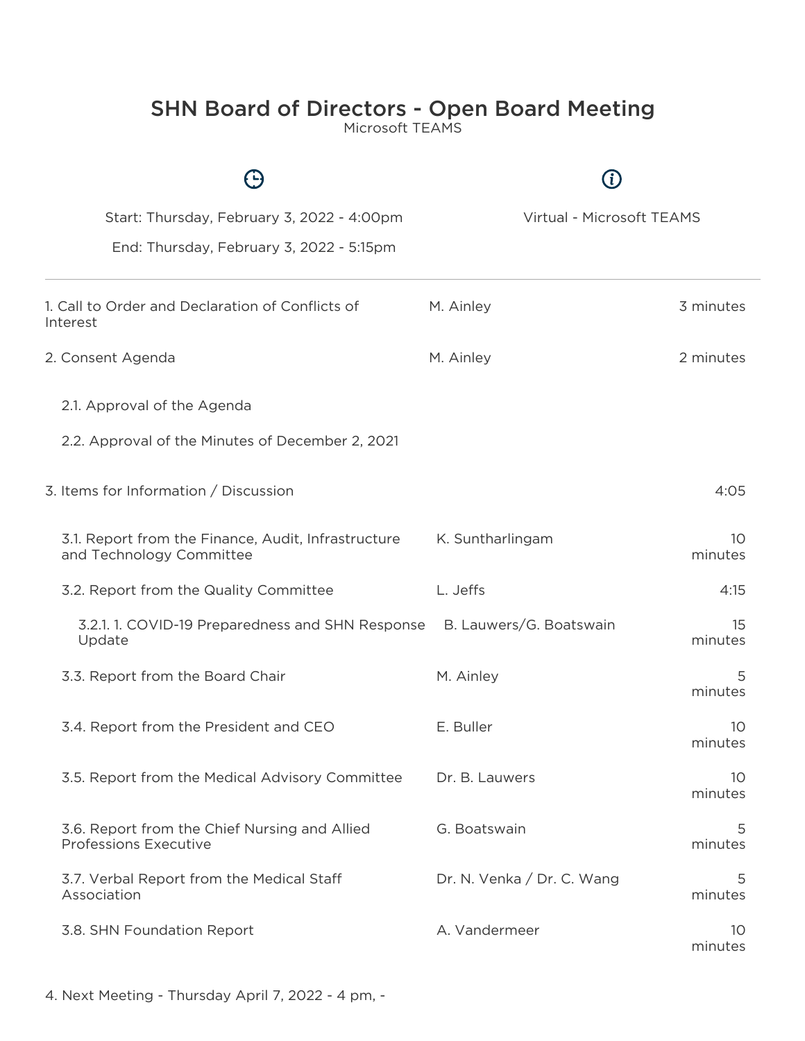# SHN Board of Directors - Open Board Meeting

Microsoft TEAMS

Start: Thursday, February 3, 2022 - 4:00pm

End: Thursday, February 3, 2022 - 5:15pm

Virtual - Microsoft TEAMS

| Item | Presenter | Time |
| --- | --- | --- |
| 1. Call to Order and Declaration of Conflicts of Interest | M. Ainley | 3 minutes |
| 2. Consent Agenda | M. Ainley | 2 minutes |
| 2.1. Approval of the Agenda | | |
| 2.2. Approval of the Minutes of December 2, 2021 | | |
| 3. Items for Information / Discussion | | 4:05 |
| 3.1. Report from the Finance, Audit, Infrastructure and Technology Committee | K. Suntharlingam | 10 minutes |
| 3.2. Report from the Quality Committee | L. Jeffs | 4:15 |
| 3.2.1. 1. COVID-19 Preparedness and SHN Response Update | B. Lauwers/G. Boatswain | 15 minutes |
| 3.3. Report from the Board Chair | M. Ainley | 5 minutes |
| 3.4. Report from the President and CEO | E. Buller | 10 minutes |
| 3.5. Report from the Medical Advisory Committee | Dr. B. Lauwers | 10 minutes |
| 3.6. Report from the Chief Nursing and Allied Professions Executive | G. Boatswain | 5 minutes |
| 3.7. Verbal Report from the Medical Staff Association | Dr. N. Venka / Dr. C. Wang | 5 minutes |
| 3.8. SHN Foundation Report | A. Vandermeer | 10 minutes |

4. Next Meeting - Thursday April 7, 2022 - 4 pm, -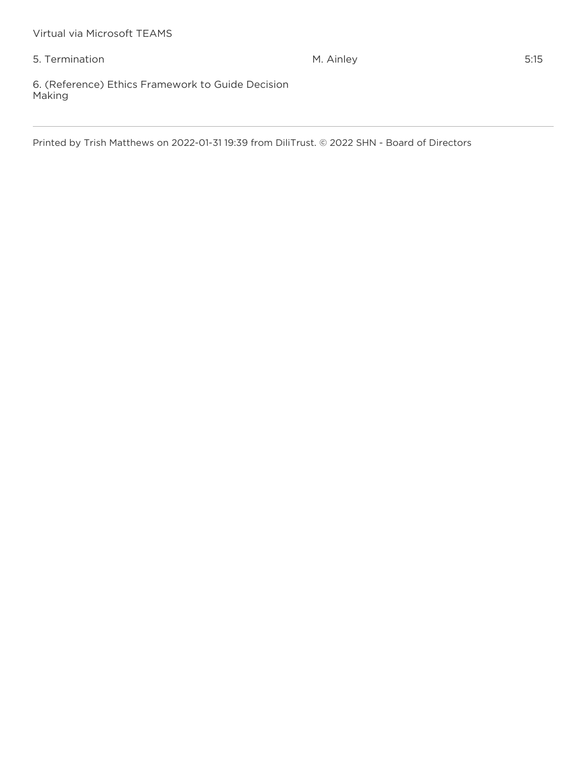| | | |
|---|---|---|
| 5. Termination | M. Ainley | 5:15 |
| 6. (Reference) Ethics Framework to Guide Decision Making | | |